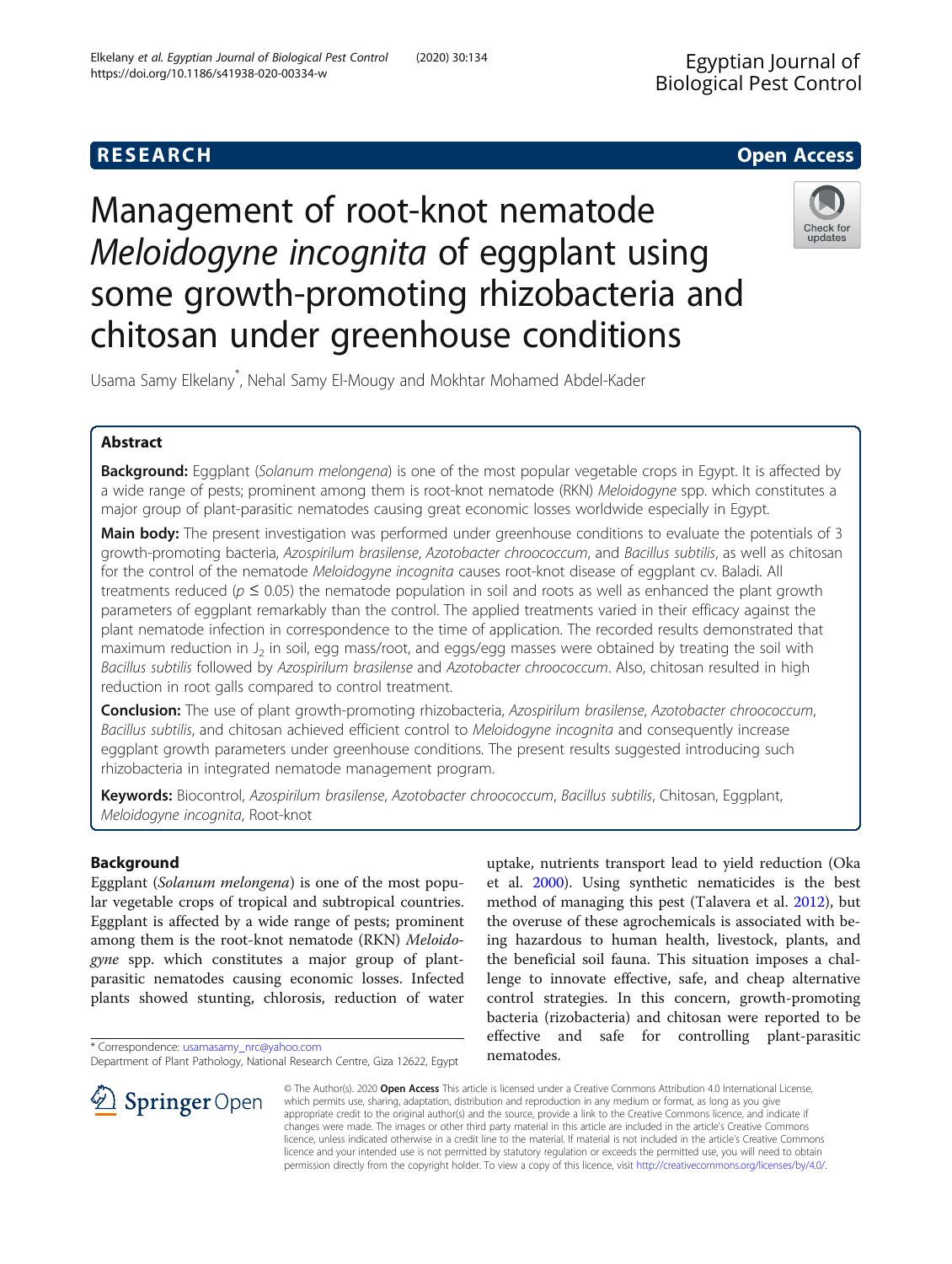RESEARCH Open Access

# Management of root-knot nematode *Meloidogyne incognita* of eggplant using some growth-promoting rhizobacteria and chitosan under greenhouse conditions

Usama Samy Elkelany*, Nehal Samy El-Mougy and Mokhtar Mohamed Abdel-Kader

## Abstract

**Background:** Eggplant (*Solanum melongena*) is one of the most popular vegetable crops in Egypt. It is affected by a wide range of pests; prominent among them is root-knot nematode (RKN) *Meloidogyne* spp. which constitutes a major group of plant-parasitic nematodes causing great economic losses worldwide especially in Egypt.

**Main body:** The present investigation was performed under greenhouse conditions to evaluate the potentials of 3 growth-promoting bacteria, *Azospirilum brasilense*, *Azotobacter chroococcum*, and *Bacillus subtilis*, as well as chitosan for the control of the nematode *Meloidogyne incognita* causes root-knot disease of eggplant cv. Baladi. All treatments reduced ($p \leq 0.05$) the nematode population in soil and roots as well as enhanced the plant growth parameters of eggplant remarkably than the control. The applied treatments varied in their efficacy against the plant nematode infection in correspondence to the time of application. The recorded results demonstrated that maximum reduction in $J_2$ in soil, egg mass/root, and eggs/egg masses were obtained by treating the soil with *Bacillus subtilis* followed by *Azospirilum brasilense* and *Azotobacter chroococcum*. Also, chitosan resulted in high reduction in root galls compared to control treatment.

**Conclusion:** The use of plant growth-promoting rhizobacteria, *Azospirilum brasilense*, *Azotobacter chroococcum*, *Bacillus subtilis*, and chitosan achieved efficient control to *Meloidogyne incognita* and consequently increase eggplant growth parameters under greenhouse conditions. The present results suggested introducing such rhizobacteria in integrated nematode management program.

**Keywords:** Biocontrol, *Azospirilum brasilense*, *Azotobacter chroococcum*, *Bacillus subtilis*, Chitosan, Eggplant, *Meloidogyne incognita*, Root-knot

## Background

Eggplant (*Solanum melongena*) is one of the most popular vegetable crops of tropical and subtropical countries. Eggplant is affected by a wide range of pests; prominent among them is the root-knot nematode (RKN) *Meloidogyne* spp. which constitutes a major group of plant-parasitic nematodes causing economic losses. Infected plants showed stunting, chlorosis, reduction of water uptake, nutrients transport lead to yield reduction (Oka et al. 2000). Using synthetic nematicides is the best method of managing this pest (Talavera et al. 2012), but the overuse of these agrochemicals is associated with being hazardous to human health, livestock, plants, and the beneficial soil fauna. This situation imposes a challenge to innovate effective, safe, and cheap alternative control strategies. In this concern, growth-promoting bacteria (rizobacteria) and chitosan were reported to be effective and safe for controlling plant-parasitic nematodes.

\* Correspondence: usamasamy_nrc@yahoo.com
Department of Plant Pathology, National Research Centre, Giza 12622, Egypt

© The Author(s). 2020 **Open Access** This article is licensed under a Creative Commons Attribution 4.0 International License, which permits use, sharing, adaptation, distribution and reproduction in any medium or format, as long as you give appropriate credit to the original author(s) and the source, provide a link to the Creative Commons licence, and indicate if changes were made. The images or other third party material in this article are included in the article's Creative Commons licence, unless indicated otherwise in a credit line to the material. If material is not included in the article's Creative Commons licence and your intended use is not permitted by statutory regulation or exceeds the permitted use, you will need to obtain permission directly from the copyright holder. To view a copy of this licence, visit http://creativecommons.org/licenses/by/4.0/.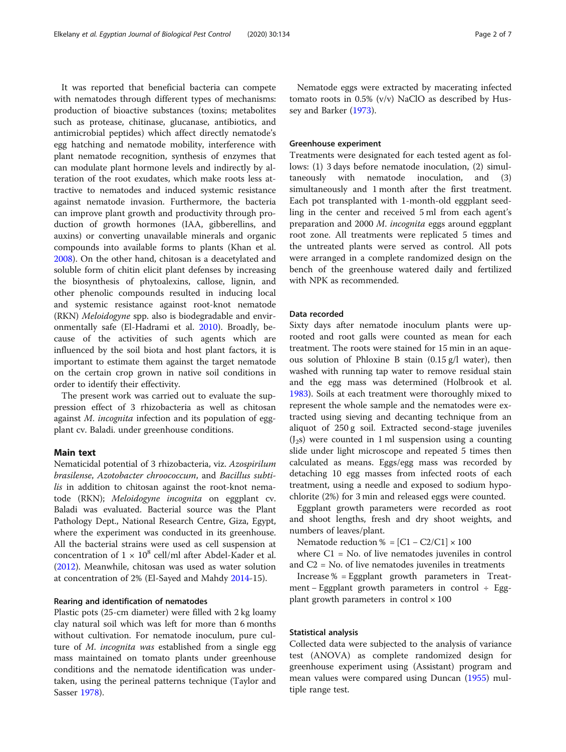It was reported that beneficial bacteria can compete with nematodes through different types of mechanisms: production of bioactive substances (toxins; metabolites such as protease, chitinase, glucanase, antibiotics, and antimicrobial peptides) which affect directly nematode's egg hatching and nematode mobility, interference with plant nematode recognition, synthesis of enzymes that can modulate plant hormone levels and indirectly by alteration of the root exudates, which make roots less attractive to nematodes and induced systemic resistance against nematode invasion. Furthermore, the bacteria can improve plant growth and productivity through production of growth hormones (IAA, gibberellins, and auxins) or converting unavailable minerals and organic compounds into available forms to plants (Khan et al. 2008). On the other hand, chitosan is a deacetylated and soluble form of chitin elicit plant defenses by increasing the biosynthesis of phytoalexins, callose, lignin, and other phenolic compounds resulted in inducing local and systemic resistance against root-knot nematode (RKN) *Meloidogyne* spp. also is biodegradable and environmentally safe (El-Hadrami et al. 2010). Broadly, because of the activities of such agents which are influenced by the soil biota and host plant factors, it is important to estimate them against the target nematode on the certain crop grown in native soil conditions in order to identify their effectivity.

The present work was carried out to evaluate the suppression effect of 3 rhizobacteria as well as chitosan against *M. incognita* infection and its population of eggplant cv. Baladi. under greenhouse conditions.

## Main text

Nematicidal potential of 3 rhizobacteria, viz. *Azospirilum brasilense*, *Azotobacter chroococcum*, and *Bacillus subtilis* in addition to chitosan against the root-knot nematode (RKN); *Meloidogyne incognita* on eggplant cv. Baladi was evaluated. Bacterial source was the Plant Pathology Dept., National Research Centre, Giza, Egypt, where the experiment was conducted in its greenhouse. All the bacterial strains were used as cell suspension at concentration of $1 \times 10^8$ cell/ml after Abdel-Kader et al. (2012). Meanwhile, chitosan was used as water solution at concentration of 2% (El-Sayed and Mahdy 2014-15).

### Rearing and identification of nematodes

Plastic pots (25-cm diameter) were filled with 2 kg loamy clay natural soil which was left for more than 6 months without cultivation. For nematode inoculum, pure culture of *M. incognita was* established from a single egg mass maintained on tomato plants under greenhouse conditions and the nematode identification was undertaken, using the perineal patterns technique (Taylor and Sasser 1978).

Nematode eggs were extracted by macerating infected tomato roots in 0.5% (v/v) NaClO as described by Hussey and Barker (1973).

### Greenhouse experiment

Treatments were designated for each tested agent as follows: (1) 3 days before nematode inoculation, (2) simultaneously with nematode inoculation, and (3) simultaneously and 1 month after the first treatment. Each pot transplanted with 1-month-old eggplant seedling in the center and received 5 ml from each agent's preparation and 2000 *M. incognita* eggs around eggplant root zone. All treatments were replicated 5 times and the untreated plants were served as control. All pots were arranged in a complete randomized design on the bench of the greenhouse watered daily and fertilized with NPK as recommended.

### Data recorded

Sixty days after nematode inoculum plants were uprooted and root galls were counted as mean for each treatment. The roots were stained for 15 min in an aqueous solution of Phloxine B stain (0.15 g/l water), then washed with running tap water to remove residual stain and the egg mass was determined (Holbrook et al. 1983). Soils at each treatment were thoroughly mixed to represent the whole sample and the nematodes were extracted using sieving and decanting technique from an aliquot of 250 g soil. Extracted second-stage juveniles ($J_2$s) were counted in 1 ml suspension using a counting slide under light microscope and repeated 5 times then calculated as means. Eggs/egg mass was recorded by detaching 10 egg masses from infected roots of each treatment, using a needle and exposed to sodium hypochlorite (2%) for 3 min and released eggs were counted.

Eggplant growth parameters were recorded as root and shoot lengths, fresh and dry shoot weights, and numbers of leaves/plant.

Nematode reduction % $= [C1 - C2/C1] \times 100$

where C1 = No. of live nematodes juveniles in control and C2 = No. of live nematodes juveniles in treatments

Increase % = Eggplant growth parameters in Treatment − Eggplant growth parameters in control ÷ Eggplant growth parameters in control × 100

### Statistical analysis

Collected data were subjected to the analysis of variance test (ANOVA) as complete randomized design for greenhouse experiment using (Assistant) program and mean values were compared using Duncan (1955) multiple range test.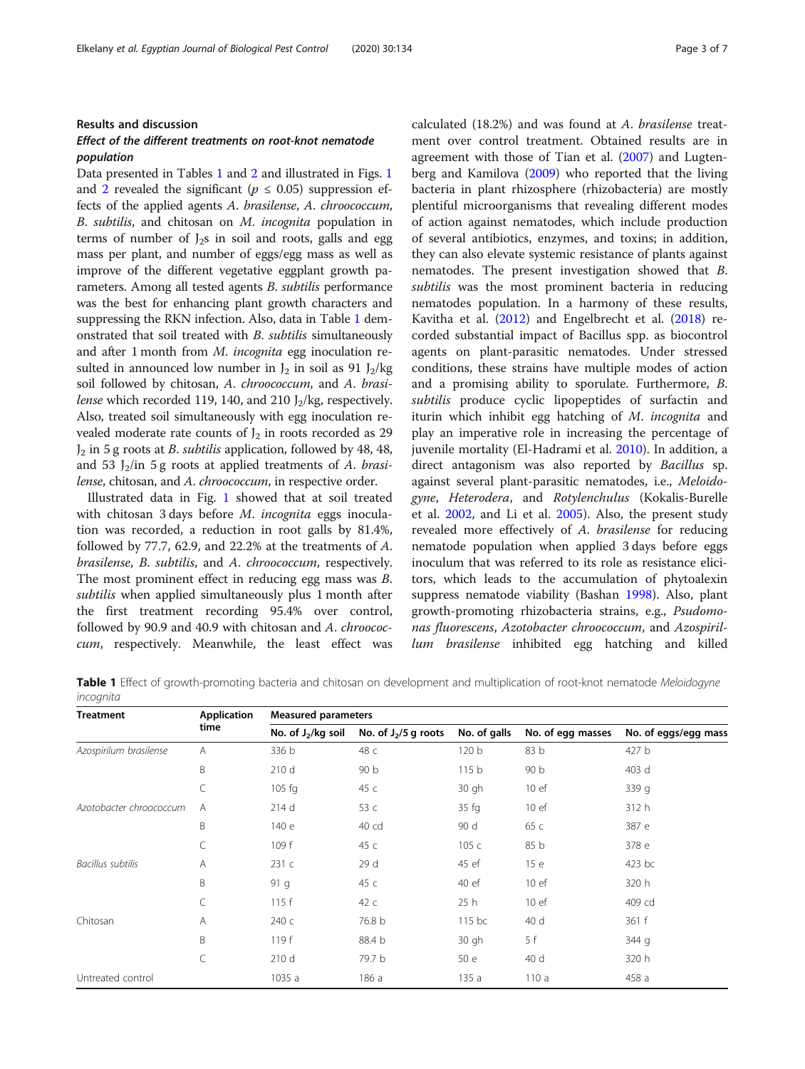## Results and discussion

### Effect of the different treatments on root-knot nematode population

Data presented in Tables 1 and 2 and illustrated in Figs. 1 and 2 revealed the significant ($p \leq 0.05$) suppression effects of the applied agents *A. brasilense*, *A. chroococcum*, *B. subtilis*, and chitosan on *M. incognita* population in terms of number of $J_2$s in soil and roots, galls and egg mass per plant, and number of eggs/egg mass as well as improve of the different vegetative eggplant growth parameters. Among all tested agents *B. subtilis* performance was the best for enhancing plant growth characters and suppressing the RKN infection. Also, data in Table 1 demonstrated that soil treated with *B. subtilis* simultaneously and after 1 month from *M. incognita* egg inoculation resulted in announced low number in $J_2$ in soil as 91 $J_2$/kg soil followed by chitosan, *A. chroococcum*, and *A. brasilense* which recorded 119, 140, and 210 $J_2$/kg, respectively. Also, treated soil simultaneously with egg inoculation revealed moderate rate counts of $J_2$ in roots recorded as 29 $J_2$ in 5 g roots at *B. subtilis* application, followed by 48, 48, and 53 $J_2$/in 5 g roots at applied treatments of *A. brasilense*, chitosan, and *A. chroococcum*, in respective order.

Illustrated data in Fig. 1 showed that at soil treated with chitosan 3 days before *M. incognita* eggs inoculation was recorded, a reduction in root galls by 81.4%, followed by 77.7, 62.9, and 22.2% at the treatments of *A. brasilense*, *B. subtilis*, and *A. chroococcum*, respectively. The most prominent effect in reducing egg mass was *B. subtilis* when applied simultaneously plus 1 month after the first treatment recording 95.4% over control, followed by 90.9 and 40.9 with chitosan and *A. chroococcum*, respectively. Meanwhile, the least effect was calculated (18.2%) and was found at *A. brasilense* treatment over control treatment. Obtained results are in agreement with those of Tian et al. (2007) and Lugtenberg and Kamilova (2009) who reported that the living bacteria in plant rhizosphere (rhizobacteria) are mostly plentiful microorganisms that revealing different modes of action against nematodes, which include production of several antibiotics, enzymes, and toxins; in addition, they can also elevate systemic resistance of plants against nematodes. The present investigation showed that *B. subtilis* was the most prominent bacteria in reducing nematodes population. In a harmony of these results, Kavitha et al. (2012) and Engelbrecht et al. (2018) recorded substantial impact of Bacillus spp. as biocontrol agents on plant-parasitic nematodes. Under stressed conditions, these strains have multiple modes of action and a promising ability to sporulate. Furthermore, *B. subtilis* produce cyclic lipopeptides of surfactin and iturin which inhibit egg hatching of *M. incognita* and play an imperative role in increasing the percentage of juvenile mortality (El-Hadrami et al. 2010). In addition, a direct antagonism was also reported by *Bacillus* sp. against several plant-parasitic nematodes, i.e., *Meloidogyne*, *Heterodera*, and *Rotylenchulus* (Kokalis-Burelle et al. 2002, and Li et al. 2005). Also, the present study revealed more effectively of *A. brasilense* for reducing nematode population when applied 3 days before eggs inoculum that was referred to its role as resistance elicitors, which leads to the accumulation of phytoalexin suppress nematode viability (Bashan 1998). Also, plant growth-promoting rhizobacteria strains, e.g., *Psudomonas fluorescens*, *Azotobacter chroococcum*, and *Azospirillum brasilense* inhibited egg hatching and killed

**Table 1** Effect of growth-promoting bacteria and chitosan on development and multiplication of root-knot nematode *Meloidogyne incognita*

| Treatment | Application time | Measured parameters | | | | |
|---|---|---|---|---|---|---|
| | | No. of $J_2$/kg soil | No. of $J_2$/5 g roots | No. of galls | No. of egg masses | No. of eggs/egg mass |
| *Azospirilum brasilense* | A | 336 b | 48 c | 120 b | 83 b | 427 b |
| | B | 210 d | 90 b | 115 b | 90 b | 403 d |
| | C | 105 fg | 45 c | 30 gh | 10 ef | 339 g |
| *Azotobacter chroococcum* | A | 214 d | 53 c | 35 fg | 10 ef | 312 h |
| | B | 140 e | 40 cd | 90 d | 65 c | 387 e |
| | C | 109 f | 45 c | 105 c | 85 b | 378 e |
| *Bacillus subtilis* | A | 231 c | 29 d | 45 ef | 15 e | 423 bc |
| | B | 91 g | 45 c | 40 ef | 10 ef | 320 h |
| | C | 115 f | 42 c | 25 h | 10 ef | 409 cd |
| Chitosan | A | 240 c | 76.8 b | 115 bc | 40 d | 361 f |
| | B | 119 f | 88.4 b | 30 gh | 5 f | 344 g |
| | C | 210 d | 79.7 b | 50 e | 40 d | 320 h |
| Untreated control | | 1035 a | 186 a | 135 a | 110 a | 458 a |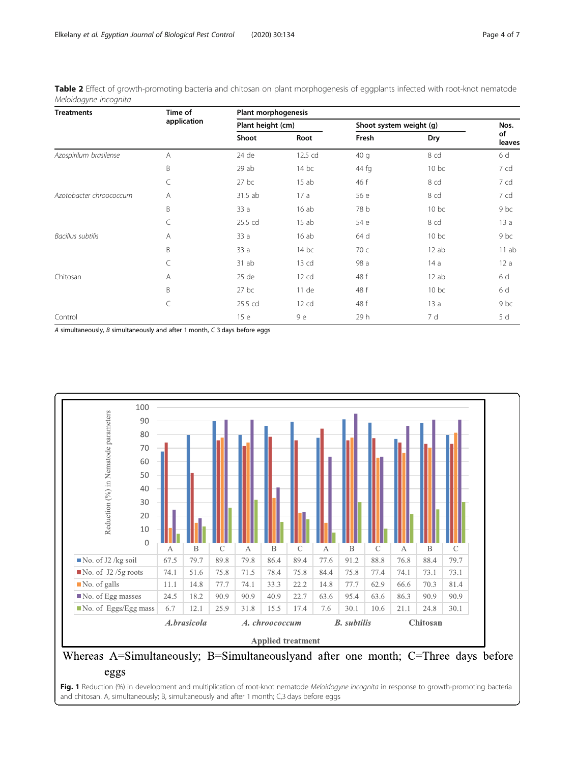**Table 2** Effect of growth-promoting bacteria and chitosan on plant morphogenesis of eggplants infected with root-knot nematode *Meloidogyne incognita*

| Treatments | Time of application | Plant morphogenesis | | | | |
|---|---|---|---|---|---|---|
| | | Plant height (cm) | | Shoot system weight (g) | | Nos. of leaves |
| | | Shoot | Root | Fresh | Dry | |
| *Azospirilum brasilense* | A | 24 de | 12.5 cd | 40 g | 8 cd | 6 d |
| | B | 29 ab | 14 bc | 44 fg | 10 bc | 7 cd |
| | C | 27 bc | 15 ab | 46 f | 8 cd | 7 cd |
| *Azotobacter chroococcum* | A | 31.5 ab | 17 a | 56 e | 8 cd | 7 cd |
| | B | 33 a | 16 ab | 78 b | 10 bc | 9 bc |
| | C | 25.5 cd | 15 ab | 54 e | 8 cd | 13 a |
| *Bacillus subtilis* | A | 33 a | 16 ab | 64 d | 10 bc | 9 bc |
| | B | 33 a | 14 bc | 70 c | 12 ab | 11 ab |
| | C | 31 ab | 13 cd | 98 a | 14 a | 12 a |
| Chitosan | A | 25 de | 12 cd | 48 f | 12 ab | 6 d |
| | B | 27 bc | 11 de | 48 f | 10 bc | 6 d |
| | C | 25.5 cd | 12 cd | 48 f | 13 a | 9 bc |
| Control | | 15 e | 9 e | 29 h | 7 d | 5 d |

*A* simultaneously, *B* simultaneously and after 1 month, *C* 3 days before eggs

| Reduction (%) in Nematode parameters | *A.brasicola* A | *A.brasicola* B | *A.brasicola* C | *A. chroococcum* A | *A. chroococcum* B | *A. chroococcum* C | *B. subtilis* A | *B. subtilis* B | *B. subtilis* C | Chitosan A | Chitosan B | Chitosan C |
|---|---|---|---|---|---|---|---|---|---|---|---|---|
| No. of J2 /kg soil | 67.5 | 79.7 | 89.8 | 79.8 | 86.4 | 89.4 | 77.6 | 91.2 | 88.8 | 76.8 | 88.4 | 79.7 |
| No. of J2 /5g roots | 74.1 | 51.6 | 75.8 | 71.5 | 78.4 | 75.8 | 84.4 | 75.8 | 77.4 | 74.1 | 73.1 | 73.1 |
| No. of galls | 11.1 | 14.8 | 77.7 | 74.1 | 33.3 | 22.2 | 14.8 | 77.7 | 62.9 | 66.6 | 70.3 | 81.4 |
| No. of Egg masses | 24.5 | 18.2 | 90.9 | 90.9 | 40.9 | 22.7 | 63.6 | 95.4 | 63.6 | 86.3 | 90.9 | 90.9 |
| No. of Eggs/Egg mass | 6.7 | 12.1 | 25.9 | 31.8 | 15.5 | 17.4 | 7.6 | 30.1 | 10.6 | 21.1 | 24.8 | 30.1 |

Applied treatment

Whereas A=Simultaneously; B=Simultaneouslyand after one month; C=Three days before eggs

**Fig. 1** Reduction (%) in development and multiplication of root-knot nematode *Meloidogyne incognita* in response to growth-promoting bacteria and chitosan. A, simultaneously; B, simultaneously and after 1 month; C,3 days before eggs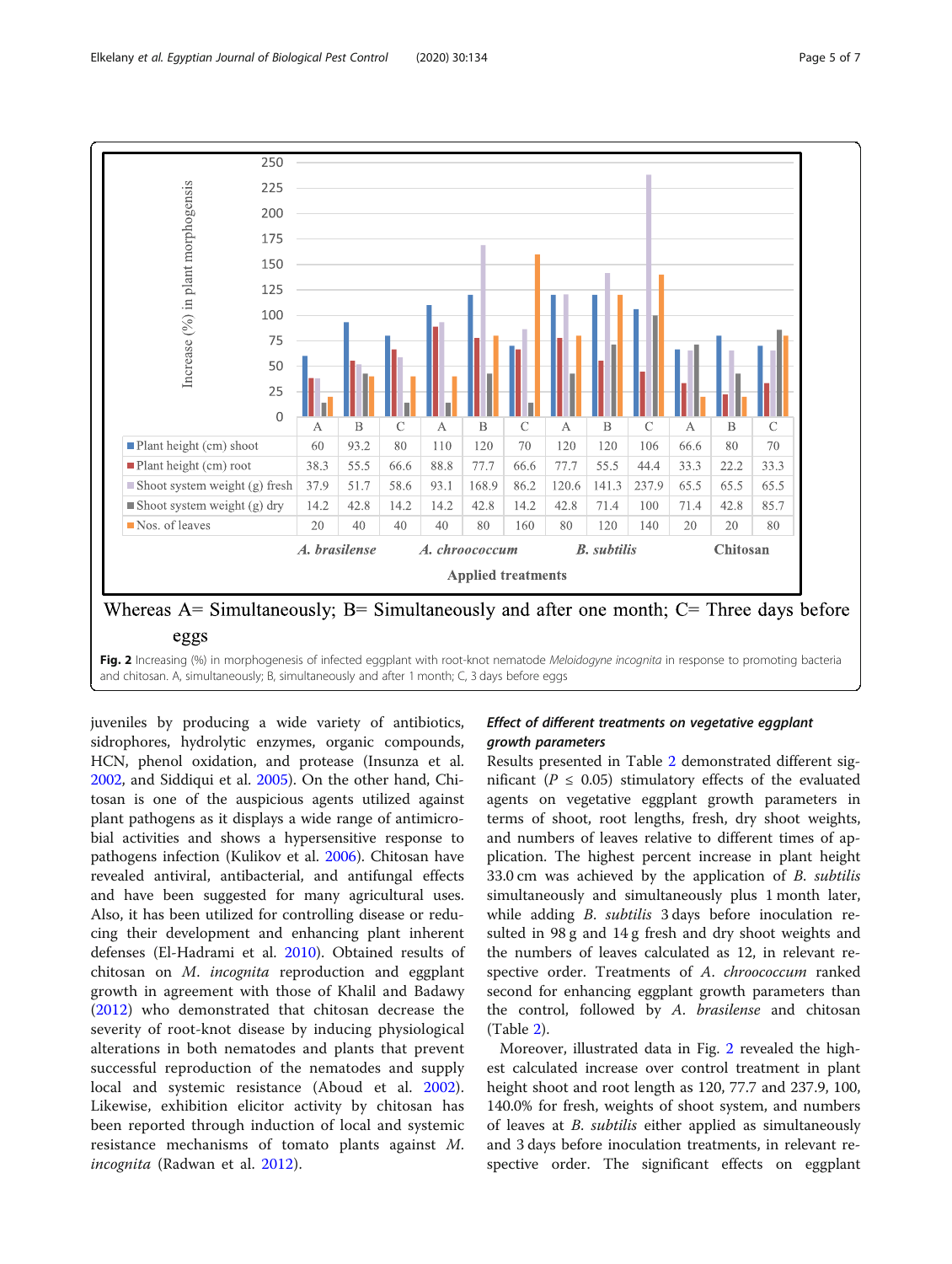| | A | B | C | A | B | C | A | B | C | A | B | C |
|---|---|---|---|---|---|---|---|---|---|---|---|---|
| Plant height (cm) shoot | 60 | 93.2 | 80 | 110 | 120 | 70 | 120 | 120 | 106 | 66.6 | 80 | 70 |
| Plant height (cm) root | 38.3 | 55.5 | 66.6 | 88.8 | 77.7 | 66.6 | 77.7 | 55.5 | 44.4 | 33.3 | 22.2 | 33.3 |
| Shoot system weight (g) fresh | 37.9 | 51.7 | 58.6 | 93.1 | 168.9 | 86.2 | 120.6 | 141.3 | 237.9 | 65.5 | 65.5 | 65.5 |
| Shoot system weight (g) dry | 14.2 | 42.8 | 14.2 | 14.2 | 42.8 | 14.2 | 42.8 | 71.4 | 100 | 71.4 | 42.8 | 85.7 |
| Nos. of leaves | 20 | 40 | 40 | 40 | 80 | 160 | 80 | 120 | 140 | 20 | 20 | 80 |
| | *A. brasilense* | | | *A. chroococcum* | | | *B. subtilis* | | | Chitosan | | |

Applied treatments

Whereas A= Simultaneously; B= Simultaneously and after one month; C= Three days before eggs

**Fig. 2** Increasing (%) in morphogenesis of infected eggplant with root-knot nematode *Meloidogyne incognita* in response to promoting bacteria and chitosan. A, simultaneously; B, simultaneously and after 1 month; C, 3 days before eggs

juveniles by producing a wide variety of antibiotics, sidrophores, hydrolytic enzymes, organic compounds, HCN, phenol oxidation, and protease (Insunza et al. 2002, and Siddiqui et al. 2005). On the other hand, Chitosan is one of the auspicious agents utilized against plant pathogens as it displays a wide range of antimicrobial activities and shows a hypersensitive response to pathogens infection (Kulikov et al. 2006). Chitosan have revealed antiviral, antibacterial, and antifungal effects and have been suggested for many agricultural uses. Also, it has been utilized for controlling disease or reducing their development and enhancing plant inherent defenses (El-Hadrami et al. 2010). Obtained results of chitosan on *M. incognita* reproduction and eggplant growth in agreement with those of Khalil and Badawy (2012) who demonstrated that chitosan decrease the severity of root-knot disease by inducing physiological alterations in both nematodes and plants that prevent successful reproduction of the nematodes and supply local and systemic resistance (Aboud et al. 2002). Likewise, exhibition elicitor activity by chitosan has been reported through induction of local and systemic resistance mechanisms of tomato plants against *M. incognita* (Radwan et al. 2012).

### *Effect of different treatments on vegetative eggplant growth parameters*

Results presented in Table 2 demonstrated different significant ($P \leq 0.05$) stimulatory effects of the evaluated agents on vegetative eggplant growth parameters in terms of shoot, root lengths, fresh, dry shoot weights, and numbers of leaves relative to different times of application. The highest percent increase in plant height 33.0 cm was achieved by the application of *B. subtilis* simultaneously and simultaneously plus 1 month later, while adding *B. subtilis* 3 days before inoculation resulted in 98 g and 14 g fresh and dry shoot weights and the numbers of leaves calculated as 12, in relevant respective order. Treatments of *A. chroococcum* ranked second for enhancing eggplant growth parameters than the control, followed by *A. brasilense* and chitosan (Table 2).

Moreover, illustrated data in Fig. 2 revealed the highest calculated increase over control treatment in plant height shoot and root length as 120, 77.7 and 237.9, 100, 140.0% for fresh, weights of shoot system, and numbers of leaves at *B. subtilis* either applied as simultaneously and 3 days before inoculation treatments, in relevant respective order. The significant effects on eggplant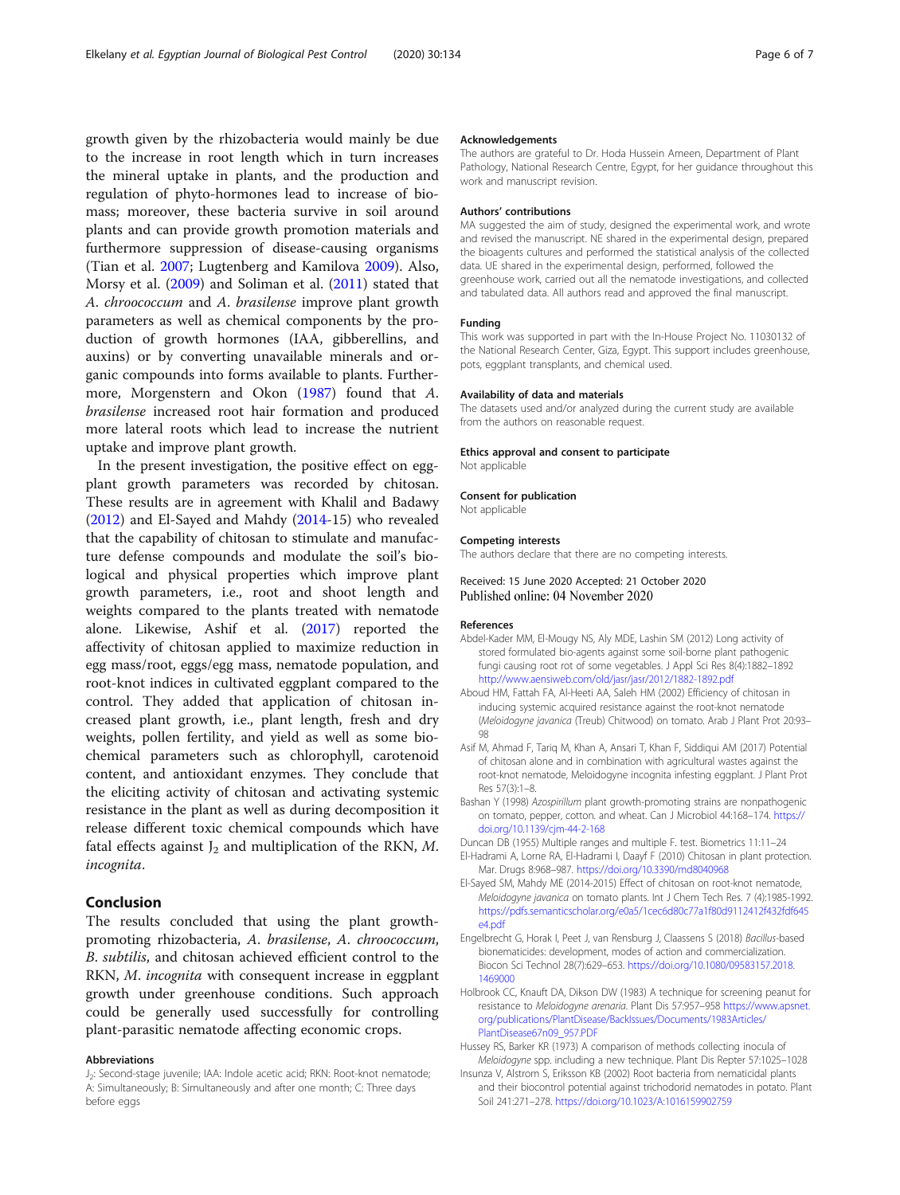growth given by the rhizobacteria would mainly be due to the increase in root length which in turn increases the mineral uptake in plants, and the production and regulation of phyto-hormones lead to increase of biomass; moreover, these bacteria survive in soil around plants and can provide growth promotion materials and furthermore suppression of disease-causing organisms (Tian et al. 2007; Lugtenberg and Kamilova 2009). Also, Morsy et al. (2009) and Soliman et al. (2011) stated that *A. chroococcum* and *A. brasilense* improve plant growth parameters as well as chemical components by the production of growth hormones (IAA, gibberellins, and auxins) or by converting unavailable minerals and organic compounds into forms available to plants. Furthermore, Morgenstern and Okon (1987) found that *A. brasilense* increased root hair formation and produced more lateral roots which lead to increase the nutrient uptake and improve plant growth.

In the present investigation, the positive effect on eggplant growth parameters was recorded by chitosan. These results are in agreement with Khalil and Badawy (2012) and El-Sayed and Mahdy (2014-15) who revealed that the capability of chitosan to stimulate and manufacture defense compounds and modulate the soil's biological and physical properties which improve plant growth parameters, i.e., root and shoot length and weights compared to the plants treated with nematode alone. Likewise, Ashif et al. (2017) reported the affectivity of chitosan applied to maximize reduction in egg mass/root, eggs/egg mass, nematode population, and root-knot indices in cultivated eggplant compared to the control. They added that application of chitosan increased plant growth, i.e., plant length, fresh and dry weights, pollen fertility, and yield as well as some biochemical parameters such as chlorophyll, carotenoid content, and antioxidant enzymes. They conclude that the eliciting activity of chitosan and activating systemic resistance in the plant as well as during decomposition it release different toxic chemical compounds which have fatal effects against $J_2$ and multiplication of the RKN, *M. incognita*.

## Conclusion

The results concluded that using the plant growth-promoting rhizobacteria, *A. brasilense*, *A. chroococcum*, *B. subtilis*, and chitosan achieved efficient control to the RKN, *M. incognita* with consequent increase in eggplant growth under greenhouse conditions. Such approach could be generally used successfully for controlling plant-parasitic nematode affecting economic crops.

#### Abbreviations

$J_2$: Second-stage juvenile; IAA: Indole acetic acid; RKN: Root-knot nematode; A: Simultaneously; B: Simultaneously and after one month; C: Three days before eggs

#### Acknowledgements

The authors are grateful to Dr. Hoda Hussein Ameen, Department of Plant Pathology, National Research Centre, Egypt, for her guidance throughout this work and manuscript revision.

#### Authors' contributions

MA suggested the aim of study, designed the experimental work, and wrote and revised the manuscript. NE shared in the experimental design, prepared the bioagents cultures and performed the statistical analysis of the collected data. UE shared in the experimental design, performed, followed the greenhouse work, carried out all the nematode investigations, and collected and tabulated data. All authors read and approved the final manuscript.

#### Funding

This work was supported in part with the In-House Project No. 11030132 of the National Research Center, Giza, Egypt. This support includes greenhouse, pots, eggplant transplants, and chemical used.

#### Availability of data and materials

The datasets used and/or analyzed during the current study are available from the authors on reasonable request.

#### Ethics approval and consent to participate

Not applicable

#### Consent for publication

Not applicable

#### Competing interests

The authors declare that there are no competing interests.

Received: 15 June 2020 Accepted: 21 October 2020
Published online: 04 November 2020

#### References

Abdel-Kader MM, El-Mougy NS, Aly MDE, Lashin SM (2012) Long activity of stored formulated bio-agents against some soil-borne plant pathogenic fungi causing root rot of some vegetables. J Appl Sci Res 8(4):1882–1892 http://www.aensiweb.com/old/jasr/jasr/2012/1882-1892.pdf

Aboud HM, Fattah FA, Al-Heeti AA, Saleh HM (2002) Efficiency of chitosan in inducing systemic acquired resistance against the root-knot nematode (*Meloidogyne javanica* (Treub) Chitwood) on tomato. Arab J Plant Prot 20:93–98

Asif M, Ahmad F, Tariq M, Khan A, Ansari T, Khan F, Siddiqui AM (2017) Potential of chitosan alone and in combination with agricultural wastes against the root-knot nematode, Meloidogyne incognita infesting eggplant. J Plant Prot Res 57(3):1–8.

Bashan Y (1998) *Azospirillum* plant growth-promoting strains are nonpathogenic on tomato, pepper, cotton. and wheat. Can J Microbiol 44:168–174. https://doi.org/10.1139/cjm-44-2-168

Duncan DB (1955) Multiple ranges and multiple F. test. Biometrics 11:11–24

El-Hadrami A, Lorne RA, El-Hadrami I, Daayf F (2010) Chitosan in plant protection. Mar. Drugs 8:968–987. https://doi.org/10.3390/md8040968

El-Sayed SM, Mahdy ME (2014-2015) Effect of chitosan on root-knot nematode, *Meloidogyne javanica* on tomato plants. Int J Chem Tech Res. 7 (4):1985-1992. https://pdfs.semanticscholar.org/e0a5/1cec6d80c77a1f80d9112412f432fdf645e4.pdf

Engelbrecht G, Horak I, Peet J, van Rensburg J, Claassens S (2018) *Bacillus*-based bionematicides: development, modes of action and commercialization. Biocon Sci Technol 28(7):629–653. https://doi.org/10.1080/09583157.2018.1469000

Holbrook CC, Knauft DA, Dikson DW (1983) A technique for screening peanut for resistance to *Meloidogyne arenaria*. Plant Dis 57:957–958 https://www.apsnet.org/publications/PlantDisease/BackIssues/Documents/1983Articles/PlantDisease67n09_957.PDF

Hussey RS, Barker KR (1973) A comparison of methods collecting inocula of *Meloidogyne* spp. including a new technique. Plant Dis Repter 57:1025–1028

Insunza V, Alstrom S, Eriksson KB (2002) Root bacteria from nematicidal plants and their biocontrol potential against trichodorid nematodes in potato. Plant Soil 241:271–278. https://doi.org/10.1023/A:1016159902759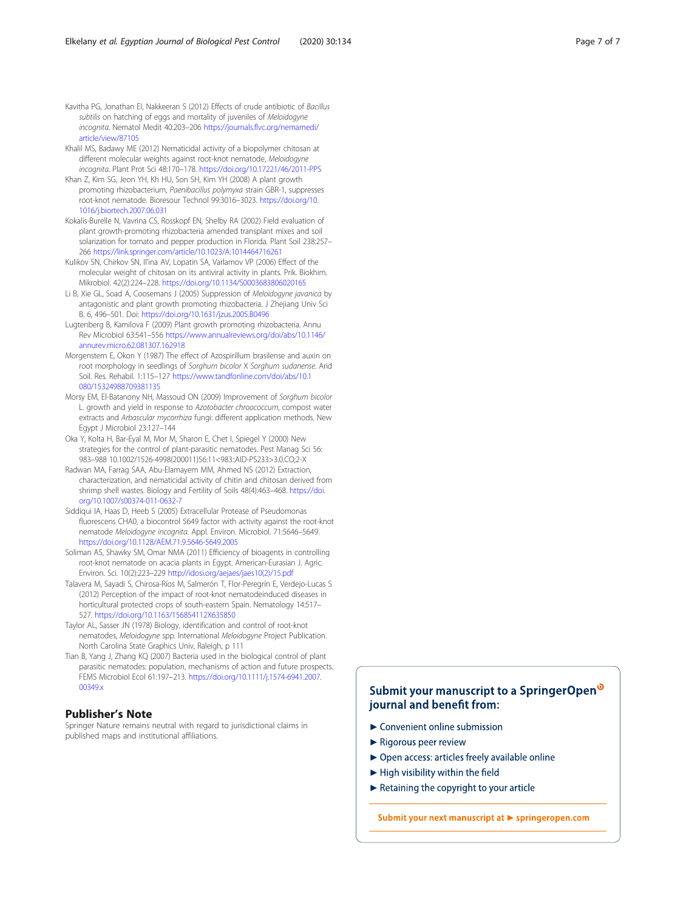Kavitha PG, Jonathan EI, Nakkeeran S (2012) Effects of crude antibiotic of *Bacillus subtilis* on hatching of eggs and mortality of juveniles of *Meloidogyne incognita*. Nematol Medit 40:203–206 https://journals.flvc.org/nemamedi/article/view/87105

Khalil MS, Badawy ME (2012) Nematicidal activity of a biopolymer chitosan at different molecular weights against root-knot nematode, *Meloidogyne incognita*. Plant Prot Sci 48:170–178. https://doi.org/10.17221/46/2011-PPS

Khan Z, Kim SG, Jeon YH, Kh HU, Son SH, Kim YH (2008) A plant growth promoting rhizobacterium, *Paenibacillus polymyxa* strain GBR-1, suppresses root-knot nematode. Bioresour Technol 99:3016–3023. https://doi.org/10.1016/j.biortech.2007.06.031

Kokalis-Burelle N, Vavrina CS, Rosskopf EN, Shelby RA (2002) Field evaluation of plant growth-promoting rhizobacteria amended transplant mixes and soil solarization for tomato and pepper production in Florida. Plant Soil 238:257–266 https://link.springer.com/article/10.1023/A:1014464716261

Kulikov SN, Chirkov SN, Il'ina AV, Lopatin SA, Varlamov VP (2006) Effect of the molecular weight of chitosan on its antiviral activity in plants. Prik. Biokhim. Mikrobiol. 42(2):224–228. https://doi.org/10.1134/S0003683806020165

Li B, Xie GL, Soad A, Coosemans J (2005) Suppression of *Meloidogyne javanica* by antagonistic and plant growth promoting rhizobacteria. J Zhejiang Univ Sci B. 6, 496–501. Doi: https://doi.org/10.1631/jzus.2005.B0496

Lugtenberg B, Kamilova F (2009) Plant growth promoting rhizobacteria. Annu Rev Microbiol 63:541–556 https://www.annualreviews.org/doi/abs/10.1146/annurev.micro.62.081307.162918

Morgenstern E, Okon Y (1987) The effect of Azospirillum brasilense and auxin on root morphology in seedlings of *Sorghum bicolor* X *Sorghum sudanense*. Arid Soil. Res. Rehabil. 1:115–127 https://www.tandfonline.com/doi/abs/10.1080/15324988709381135

Morsy EM, El-Batanony NH, Massoud ON (2009) Improvement of *Sorghum bicolor* L. growth and yield in response to *Azotobacter chroococcum*, compost water extracts and *Arbascular mycorrhiza* fungi: different application methods. New Egypt J Microbiol 23:127–144

Oka Y, Kolta H, Bar-Eyal M, Mor M, Sharon E, Chet I, Spiegel Y (2000) New strategies for the control of plant-parasitic nematodes. Pest Manag Sci 56: 983–988 10.1002/1526-4998(200011)56:11<983::AID-PS233>3.0.CO;2-X

Radwan MA, Farrag SAA, Abu-Elamayem MM, Ahmed NS (2012) Extraction, characterization, and nematicidal activity of chitin and chitosan derived from shrimp shell wastes. Biology and Fertility of Soils 48(4):463–468. https://doi.org/10.1007/s00374-011-0632-7

Siddiqui IA, Haas D, Heeb S (2005) Extracellular Protease of Pseudomonas fluorescens CHA0, a biocontrol 5649 factor with activity against the root-knot nematode *Meloidogyne incognita*. Appl. Environ. Microbiol. 71:5646–5649. https://doi.org/10.1128/AEM.71.9.5646-5649.2005

Soliman AS, Shawky SM, Omar NMA (2011) Efficiency of bioagents in controlling root-knot nematode on acacia plants in Egypt. American-Eurasian J. Agric. Environ. Sci. 10(2):223–229 http://idosi.org/aejaes/jaes10(2)/15.pdf

Talavera M, Sayadi S, Chirosa-Ríos M, Salmerón T, Flor-Peregrín E, Verdejo-Lucas S (2012) Perception of the impact of root-knot nematodeinduced diseases in horticultural protected crops of south-eastern Spain. Nematology 14:517–527. https://doi.org/10.1163/156854112X635850

Taylor AL, Sasser JN (1978) Biology, identification and control of root-knot nematodes, *Meloidogyne* spp. International *Meloidogyne* Project Publication. North Carolina State Graphics Univ, Raleigh, p 111

Tian B, Yang J, Zhang KQ (2007) Bacteria used in the biological control of plant parasitic nematodes: population, mechanisms of action and future prospects. FEMS Microbiol Ecol 61:197–213. https://doi.org/10.1111/j.1574-6941.2007.00349.x

## Publisher's Note

Springer Nature remains neutral with regard to jurisdictional claims in published maps and institutional affiliations.

**Submit your manuscript to a SpringerOpen journal and benefit from:**

- ► Convenient online submission
- ► Rigorous peer review
- ► Open access: articles freely available online
- ► High visibility within the field
- ► Retaining the copyright to your article

Submit your next manuscript at ► springeropen.com